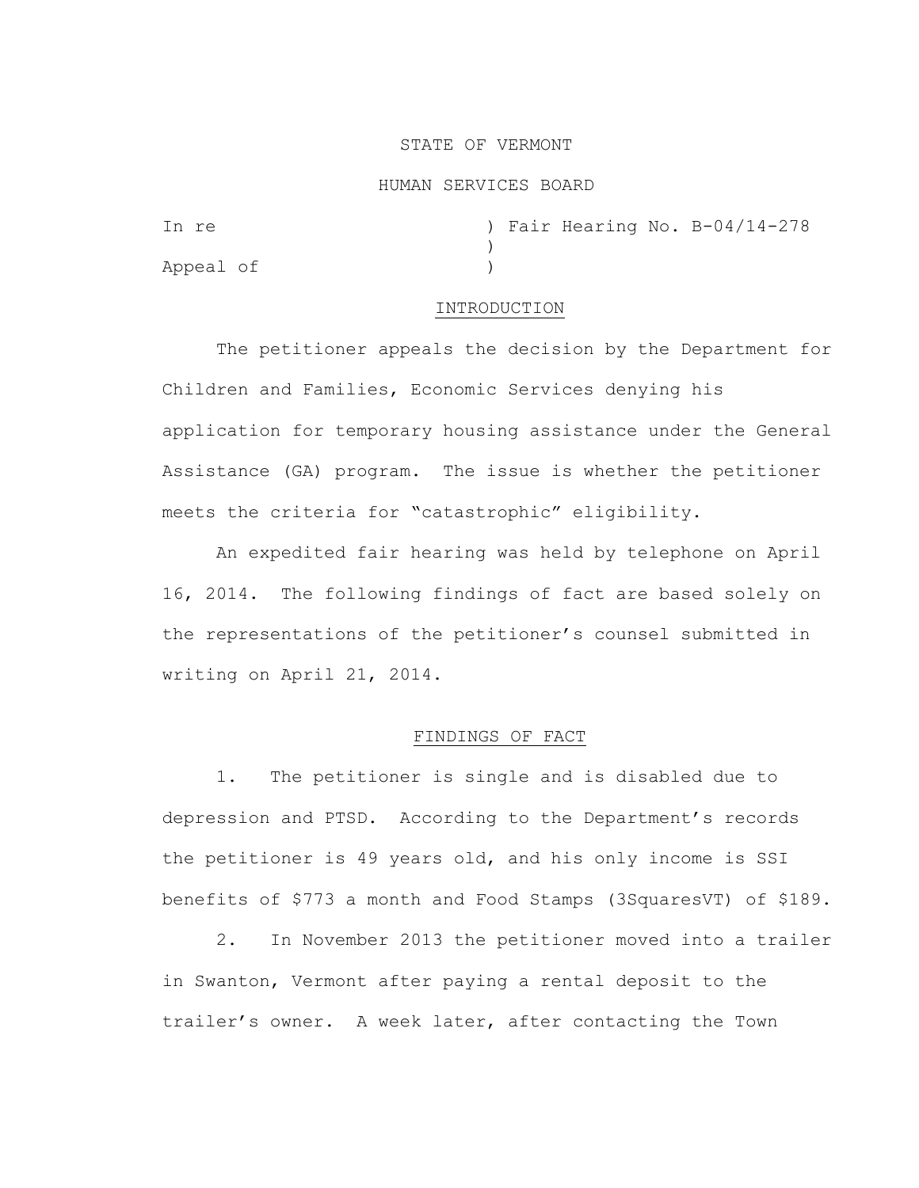STATE OF VERMONT

HUMAN SERVICES BOARD

In re ) Fair Hearing No. B-04/14-278
)
Appeal of )

## INTRODUCTION

The petitioner appeals the decision by the Department for Children and Families, Economic Services denying his application for temporary housing assistance under the General Assistance (GA) program. The issue is whether the petitioner meets the criteria for "catastrophic" eligibility.

An expedited fair hearing was held by telephone on April 16, 2014. The following findings of fact are based solely on the representations of the petitioner's counsel submitted in writing on April 21, 2014.

## FINDINGS OF FACT

1. The petitioner is single and is disabled due to depression and PTSD. According to the Department's records the petitioner is 49 years old, and his only income is SSI benefits of $773 a month and Food Stamps (3SquaresVT) of $189.

2. In November 2013 the petitioner moved into a trailer in Swanton, Vermont after paying a rental deposit to the trailer's owner. A week later, after contacting the Town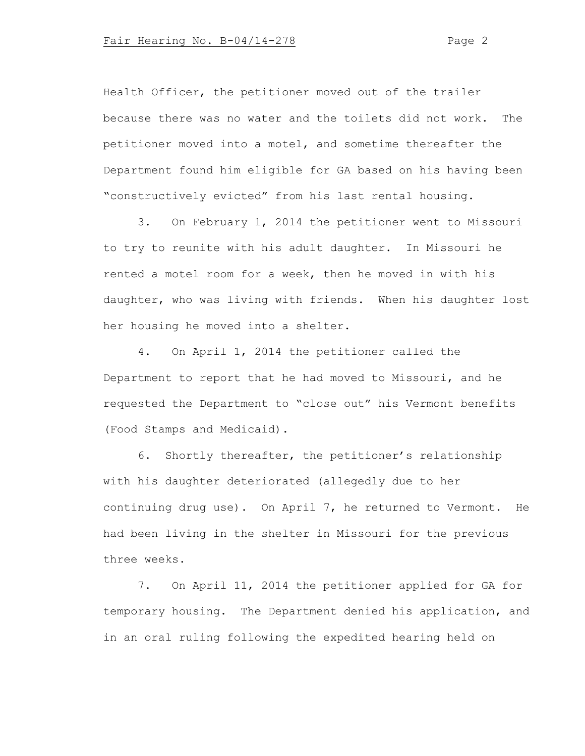Health Officer, the petitioner moved out of the trailer because there was no water and the toilets did not work. The petitioner moved into a motel, and sometime thereafter the Department found him eligible for GA based on his having been "constructively evicted" from his last rental housing.

3. On February 1, 2014 the petitioner went to Missouri to try to reunite with his adult daughter. In Missouri he rented a motel room for a week, then he moved in with his daughter, who was living with friends. When his daughter lost her housing he moved into a shelter.

4. On April 1, 2014 the petitioner called the Department to report that he had moved to Missouri, and he requested the Department to "close out" his Vermont benefits (Food Stamps and Medicaid).

6. Shortly thereafter, the petitioner's relationship with his daughter deteriorated (allegedly due to her continuing drug use). On April 7, he returned to Vermont. He had been living in the shelter in Missouri for the previous three weeks.

7. On April 11, 2014 the petitioner applied for GA for temporary housing. The Department denied his application, and in an oral ruling following the expedited hearing held on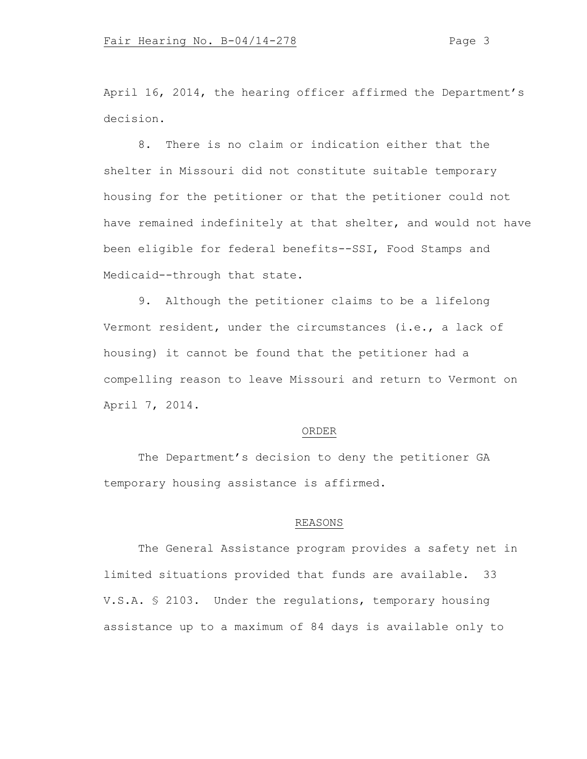April 16, 2014, the hearing officer affirmed the Department's decision.

8. There is no claim or indication either that the shelter in Missouri did not constitute suitable temporary housing for the petitioner or that the petitioner could not have remained indefinitely at that shelter, and would not have been eligible for federal benefits--SSI, Food Stamps and Medicaid--through that state.

9. Although the petitioner claims to be a lifelong Vermont resident, under the circumstances (i.e., a lack of housing) it cannot be found that the petitioner had a compelling reason to leave Missouri and return to Vermont on April 7, 2014.

## ORDER

The Department's decision to deny the petitioner GA temporary housing assistance is affirmed.

## REASONS

The General Assistance program provides a safety net in limited situations provided that funds are available. 33 V.S.A. § 2103. Under the regulations, temporary housing assistance up to a maximum of 84 days is available only to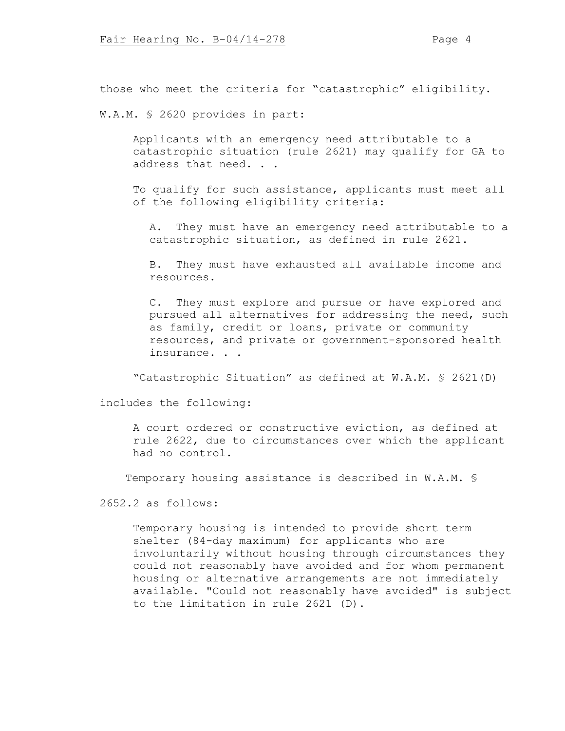those who meet the criteria for "catastrophic" eligibility.

W.A.M. § 2620 provides in part:

> Applicants with an emergency need attributable to a catastrophic situation (rule 2621) may qualify for GA to address that need. . .
>
> To qualify for such assistance, applicants must meet all of the following eligibility criteria:
>
> > A. They must have an emergency need attributable to a catastrophic situation, as defined in rule 2621.
> >
> > B. They must have exhausted all available income and resources.
> >
> > C. They must explore and pursue or have explored and pursued all alternatives for addressing the need, such as family, credit or loans, private or community resources, and private or government-sponsored health insurance. . .

"Catastrophic Situation" as defined at W.A.M. § 2621(D) includes the following:

> A court ordered or constructive eviction, as defined at rule 2622, due to circumstances over which the applicant had no control.

Temporary housing assistance is described in W.A.M. § 2652.2 as follows:

> Temporary housing is intended to provide short term shelter (84-day maximum) for applicants who are involuntarily without housing through circumstances they could not reasonably have avoided and for whom permanent housing or alternative arrangements are not immediately available. "Could not reasonably have avoided" is subject to the limitation in rule 2621 (D).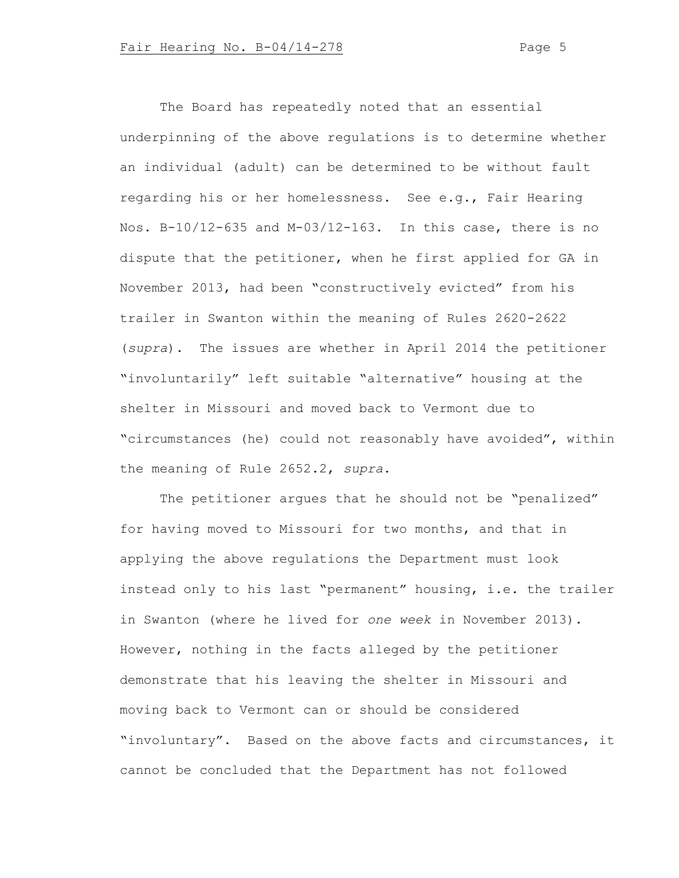The Board has repeatedly noted that an essential underpinning of the above regulations is to determine whether an individual (adult) can be determined to be without fault regarding his or her homelessness. See e.g., Fair Hearing Nos. B-10/12-635 and M-03/12-163. In this case, there is no dispute that the petitioner, when he first applied for GA in November 2013, had been "constructively evicted" from his trailer in Swanton within the meaning of Rules 2620-2622 (*supra*). The issues are whether in April 2014 the petitioner "involuntarily" left suitable "alternative" housing at the shelter in Missouri and moved back to Vermont due to "circumstances (he) could not reasonably have avoided", within the meaning of Rule 2652.2, *supra*.

The petitioner argues that he should not be "penalized" for having moved to Missouri for two months, and that in applying the above regulations the Department must look instead only to his last "permanent" housing, i.e. the trailer in Swanton (where he lived for *one week* in November 2013). However, nothing in the facts alleged by the petitioner demonstrate that his leaving the shelter in Missouri and moving back to Vermont can or should be considered "involuntary". Based on the above facts and circumstances, it cannot be concluded that the Department has not followed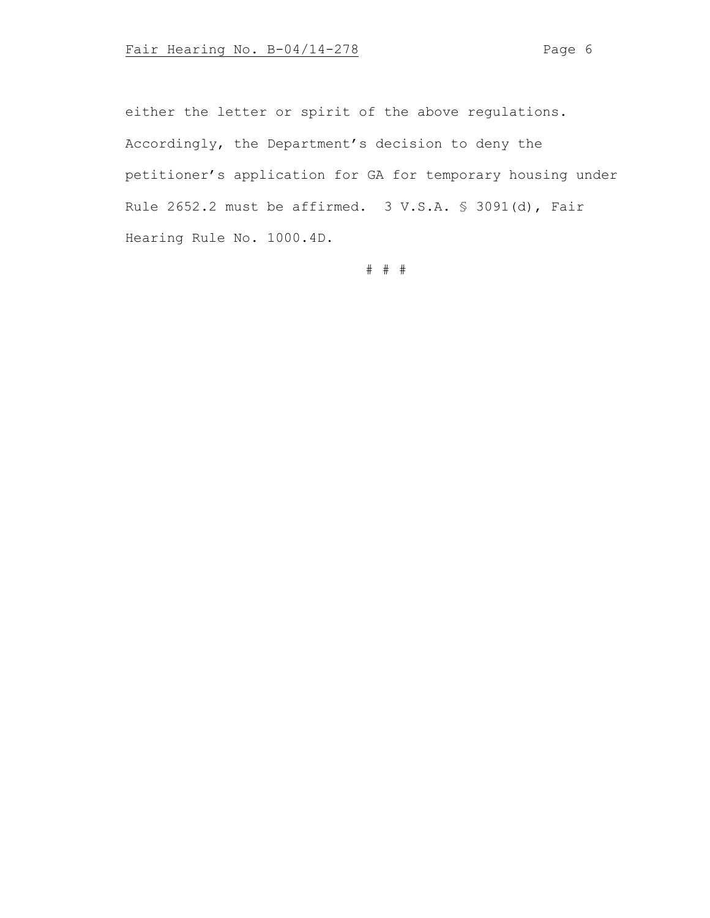either the letter or spirit of the above regulations. Accordingly, the Department's decision to deny the petitioner's application for GA for temporary housing under Rule 2652.2 must be affirmed. 3 V.S.A. § 3091(d), Fair Hearing Rule No. 1000.4D.

# # #